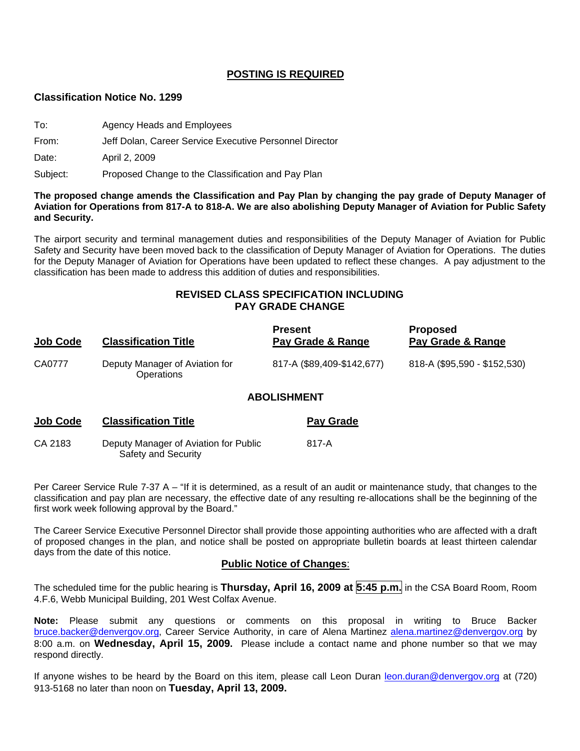**POSTING IS REQUIRED**

**Classification Notice No. 1299**

To: Agency Heads and Employees

From: Jeff Dolan, Career Service Executive Personnel Director

Date: April 2, 2009

Subject: Proposed Change to the Classification and Pay Plan

**The proposed change amends the Classification and Pay Plan by changing the pay grade of Deputy Manager of Aviation for Operations from 817-A to 818-A. We are also abolishing Deputy Manager of Aviation for Public Safety and Security.**

The airport security and terminal management duties and responsibilities of the Deputy Manager of Aviation for Public Safety and Security have been moved back to the classification of Deputy Manager of Aviation for Operations. The duties for the Deputy Manager of Aviation for Operations have been updated to reflect these changes. A pay adjustment to the classification has been made to address this addition of duties and responsibilities.

## REVISED CLASS SPECIFICATION INCLUDING PAY GRADE CHANGE

| Job Code | Classification Title | Present Pay Grade & Range | Proposed Pay Grade & Range |
|---|---|---|---|
| CA0777 | Deputy Manager of Aviation for Operations | 817-A ($89,409-$142,677) | 818-A ($95,590 - $152,530) |

## ABOLISHMENT

| Job Code | Classification Title | Pay Grade |
|---|---|---|
| CA 2183 | Deputy Manager of Aviation for Public Safety and Security | 817-A |

Per Career Service Rule 7-37 A – "If it is determined, as a result of an audit or maintenance study, that changes to the classification and pay plan are necessary, the effective date of any resulting re-allocations shall be the beginning of the first work week following approval by the Board."

The Career Service Executive Personnel Director shall provide those appointing authorities who are affected with a draft of proposed changes in the plan, and notice shall be posted on appropriate bulletin boards at least thirteen calendar days from the date of this notice.

**Public Notice of Changes**:

The scheduled time for the public hearing is **Thursday, April 16, 2009 at 5:45 p.m.** in the CSA Board Room, Room 4.F.6, Webb Municipal Building, 201 West Colfax Avenue.

**Note:** Please submit any questions or comments on this proposal in writing to Bruce Backer bruce.backer@denvergov.org, Career Service Authority, in care of Alena Martinez alena.martinez@denvergov.org by 8:00 a.m. on **Wednesday, April 15, 2009.** Please include a contact name and phone number so that we may respond directly.

If anyone wishes to be heard by the Board on this item, please call Leon Duran leon.duran@denvergov.org at (720) 913-5168 no later than noon on **Tuesday, April 13, 2009.**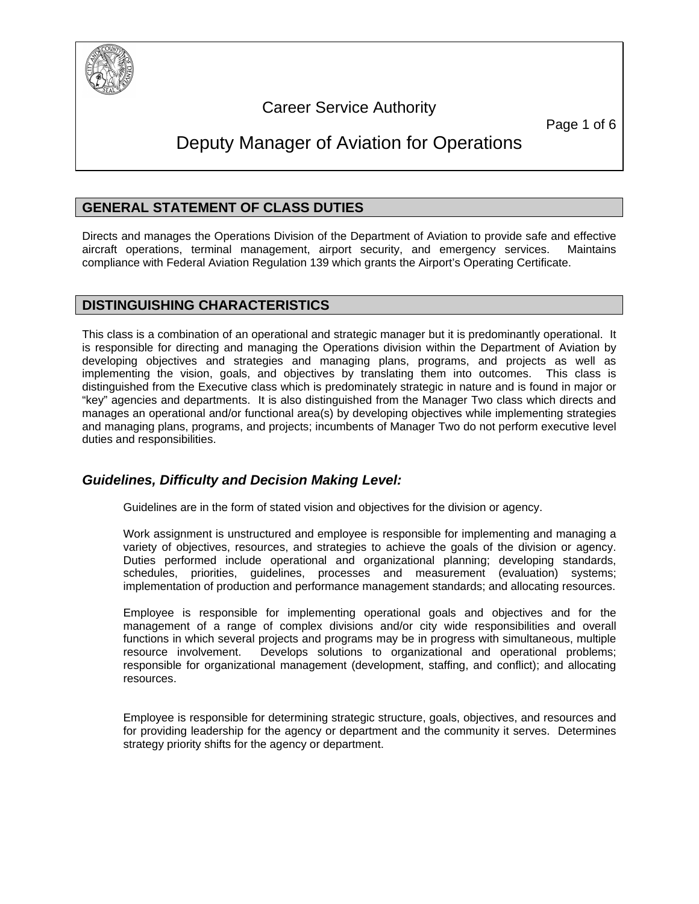# Career Service Authority

# Deputy Manager of Aviation for Operations

## GENERAL STATEMENT OF CLASS DUTIES

Directs and manages the Operations Division of the Department of Aviation to provide safe and effective aircraft operations, terminal management, airport security, and emergency services. Maintains compliance with Federal Aviation Regulation 139 which grants the Airport's Operating Certificate.

## DISTINGUISHING CHARACTERISTICS

This class is a combination of an operational and strategic manager but it is predominantly operational. It is responsible for directing and managing the Operations division within the Department of Aviation by developing objectives and strategies and managing plans, programs, and projects as well as implementing the vision, goals, and objectives by translating them into outcomes. This class is distinguished from the Executive class which is predominately strategic in nature and is found in major or "key" agencies and departments. It is also distinguished from the Manager Two class which directs and manages an operational and/or functional area(s) by developing objectives while implementing strategies and managing plans, programs, and projects; incumbents of Manager Two do not perform executive level duties and responsibilities.

### *Guidelines, Difficulty and Decision Making Level:*

Guidelines are in the form of stated vision and objectives for the division or agency.

Work assignment is unstructured and employee is responsible for implementing and managing a variety of objectives, resources, and strategies to achieve the goals of the division or agency. Duties performed include operational and organizational planning; developing standards, schedules, priorities, guidelines, processes and measurement (evaluation) systems; implementation of production and performance management standards; and allocating resources.

Employee is responsible for implementing operational goals and objectives and for the management of a range of complex divisions and/or city wide responsibilities and overall functions in which several projects and programs may be in progress with simultaneous, multiple resource involvement. Develops solutions to organizational and operational problems; responsible for organizational management (development, staffing, and conflict); and allocating resources.

Employee is responsible for determining strategic structure, goals, objectives, and resources and for providing leadership for the agency or department and the community it serves. Determines strategy priority shifts for the agency or department.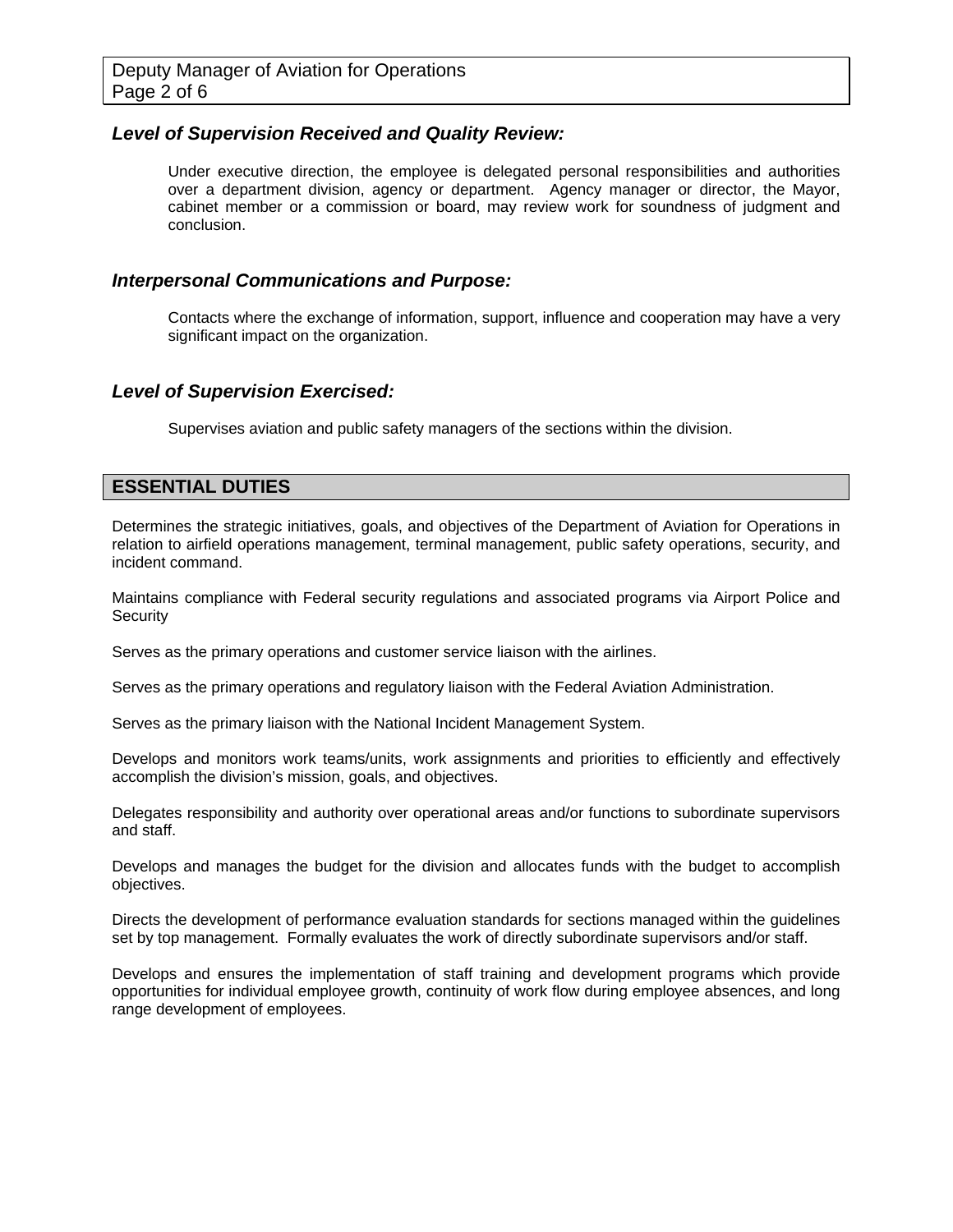### *Level of Supervision Received and Quality Review:*

Under executive direction, the employee is delegated personal responsibilities and authorities over a department division, agency or department. Agency manager or director, the Mayor, cabinet member or a commission or board, may review work for soundness of judgment and conclusion.

### *Interpersonal Communications and Purpose:*

Contacts where the exchange of information, support, influence and cooperation may have a very significant impact on the organization.

### *Level of Supervision Exercised:*

Supervises aviation and public safety managers of the sections within the division.

## ESSENTIAL DUTIES

Determines the strategic initiatives, goals, and objectives of the Department of Aviation for Operations in relation to airfield operations management, terminal management, public safety operations, security, and incident command.

Maintains compliance with Federal security regulations and associated programs via Airport Police and Security

Serves as the primary operations and customer service liaison with the airlines.

Serves as the primary operations and regulatory liaison with the Federal Aviation Administration.

Serves as the primary liaison with the National Incident Management System.

Develops and monitors work teams/units, work assignments and priorities to efficiently and effectively accomplish the division's mission, goals, and objectives.

Delegates responsibility and authority over operational areas and/or functions to subordinate supervisors and staff.

Develops and manages the budget for the division and allocates funds with the budget to accomplish objectives.

Directs the development of performance evaluation standards for sections managed within the guidelines set by top management. Formally evaluates the work of directly subordinate supervisors and/or staff.

Develops and ensures the implementation of staff training and development programs which provide opportunities for individual employee growth, continuity of work flow during employee absences, and long range development of employees.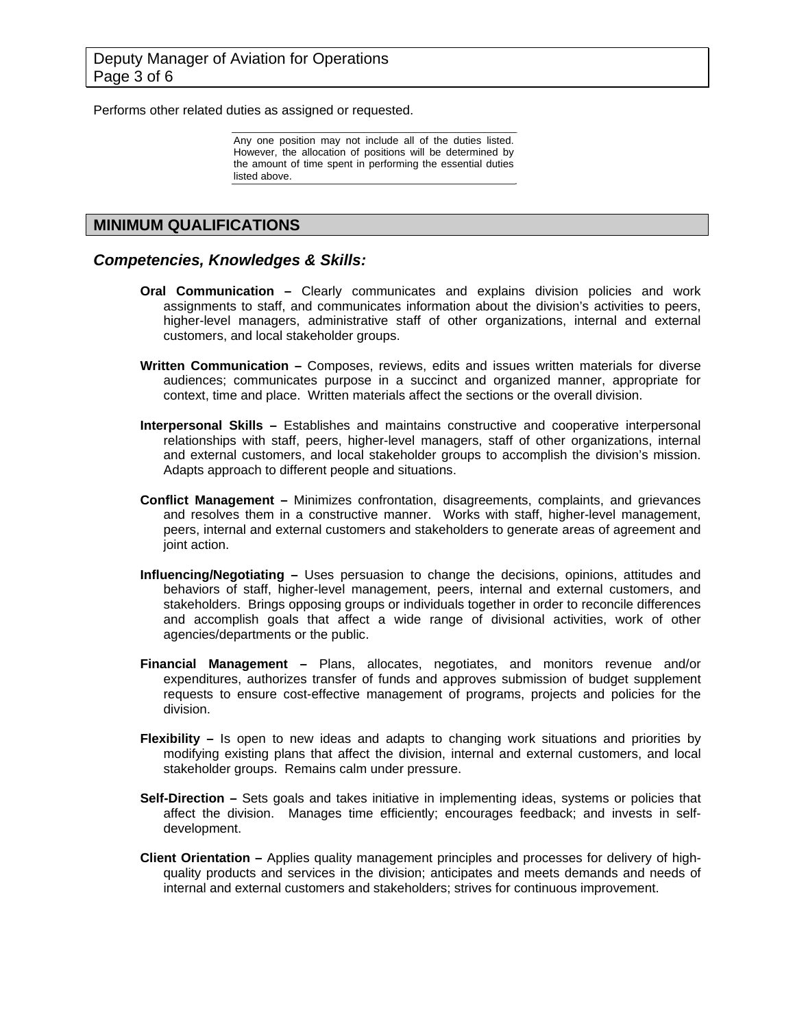Performs other related duties as assigned or requested.

Any one position may not include all of the duties listed. However, the allocation of positions will be determined by the amount of time spent in performing the essential duties listed above.

## MINIMUM QUALIFICATIONS

### *Competencies, Knowledges & Skills:*

**Oral Communication –** Clearly communicates and explains division policies and work assignments to staff, and communicates information about the division's activities to peers, higher-level managers, administrative staff of other organizations, internal and external customers, and local stakeholder groups.

**Written Communication –** Composes, reviews, edits and issues written materials for diverse audiences; communicates purpose in a succinct and organized manner, appropriate for context, time and place. Written materials affect the sections or the overall division.

**Interpersonal Skills –** Establishes and maintains constructive and cooperative interpersonal relationships with staff, peers, higher-level managers, staff of other organizations, internal and external customers, and local stakeholder groups to accomplish the division's mission. Adapts approach to different people and situations.

**Conflict Management –** Minimizes confrontation, disagreements, complaints, and grievances and resolves them in a constructive manner. Works with staff, higher-level management, peers, internal and external customers and stakeholders to generate areas of agreement and joint action.

**Influencing/Negotiating –** Uses persuasion to change the decisions, opinions, attitudes and behaviors of staff, higher-level management, peers, internal and external customers, and stakeholders. Brings opposing groups or individuals together in order to reconcile differences and accomplish goals that affect a wide range of divisional activities, work of other agencies/departments or the public.

**Financial Management –** Plans, allocates, negotiates, and monitors revenue and/or expenditures, authorizes transfer of funds and approves submission of budget supplement requests to ensure cost-effective management of programs, projects and policies for the division.

**Flexibility –** Is open to new ideas and adapts to changing work situations and priorities by modifying existing plans that affect the division, internal and external customers, and local stakeholder groups. Remains calm under pressure.

**Self-Direction –** Sets goals and takes initiative in implementing ideas, systems or policies that affect the division. Manages time efficiently; encourages feedback; and invests in self-development.

**Client Orientation –** Applies quality management principles and processes for delivery of high-quality products and services in the division; anticipates and meets demands and needs of internal and external customers and stakeholders; strives for continuous improvement.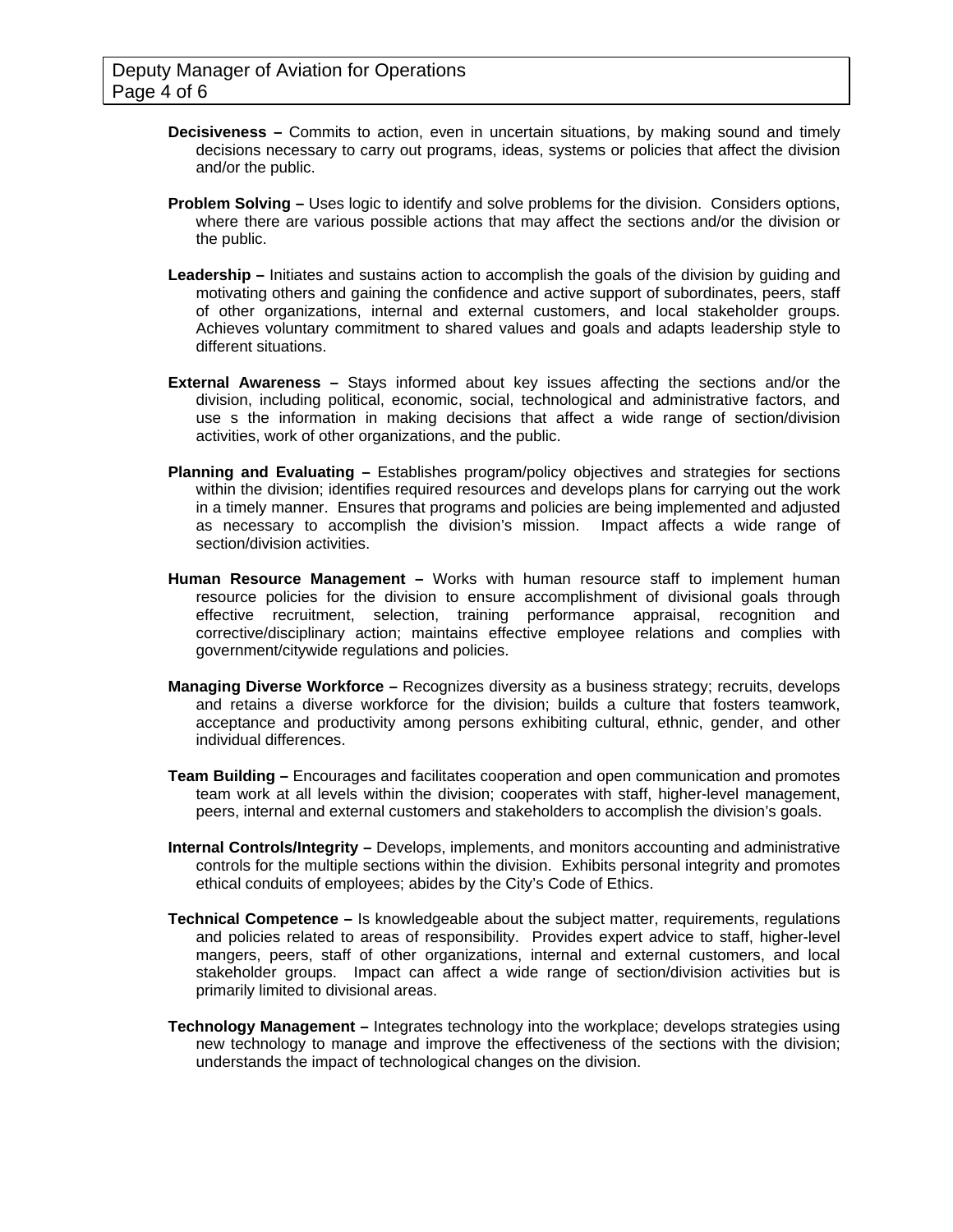**Decisiveness –** Commits to action, even in uncertain situations, by making sound and timely decisions necessary to carry out programs, ideas, systems or policies that affect the division and/or the public.

**Problem Solving –** Uses logic to identify and solve problems for the division. Considers options, where there are various possible actions that may affect the sections and/or the division or the public.

**Leadership –** Initiates and sustains action to accomplish the goals of the division by guiding and motivating others and gaining the confidence and active support of subordinates, peers, staff of other organizations, internal and external customers, and local stakeholder groups. Achieves voluntary commitment to shared values and goals and adapts leadership style to different situations.

**External Awareness –** Stays informed about key issues affecting the sections and/or the division, including political, economic, social, technological and administrative factors, and use s the information in making decisions that affect a wide range of section/division activities, work of other organizations, and the public.

**Planning and Evaluating –** Establishes program/policy objectives and strategies for sections within the division; identifies required resources and develops plans for carrying out the work in a timely manner. Ensures that programs and policies are being implemented and adjusted as necessary to accomplish the division's mission. Impact affects a wide range of section/division activities.

**Human Resource Management –** Works with human resource staff to implement human resource policies for the division to ensure accomplishment of divisional goals through effective recruitment, selection, training performance appraisal, recognition and corrective/disciplinary action; maintains effective employee relations and complies with government/citywide regulations and policies.

**Managing Diverse Workforce –** Recognizes diversity as a business strategy; recruits, develops and retains a diverse workforce for the division; builds a culture that fosters teamwork, acceptance and productivity among persons exhibiting cultural, ethnic, gender, and other individual differences.

**Team Building –** Encourages and facilitates cooperation and open communication and promotes team work at all levels within the division; cooperates with staff, higher-level management, peers, internal and external customers and stakeholders to accomplish the division's goals.

**Internal Controls/Integrity –** Develops, implements, and monitors accounting and administrative controls for the multiple sections within the division. Exhibits personal integrity and promotes ethical conduits of employees; abides by the City's Code of Ethics.

**Technical Competence –** Is knowledgeable about the subject matter, requirements, regulations and policies related to areas of responsibility. Provides expert advice to staff, higher-level mangers, peers, staff of other organizations, internal and external customers, and local stakeholder groups. Impact can affect a wide range of section/division activities but is primarily limited to divisional areas.

**Technology Management –** Integrates technology into the workplace; develops strategies using new technology to manage and improve the effectiveness of the sections with the division; understands the impact of technological changes on the division.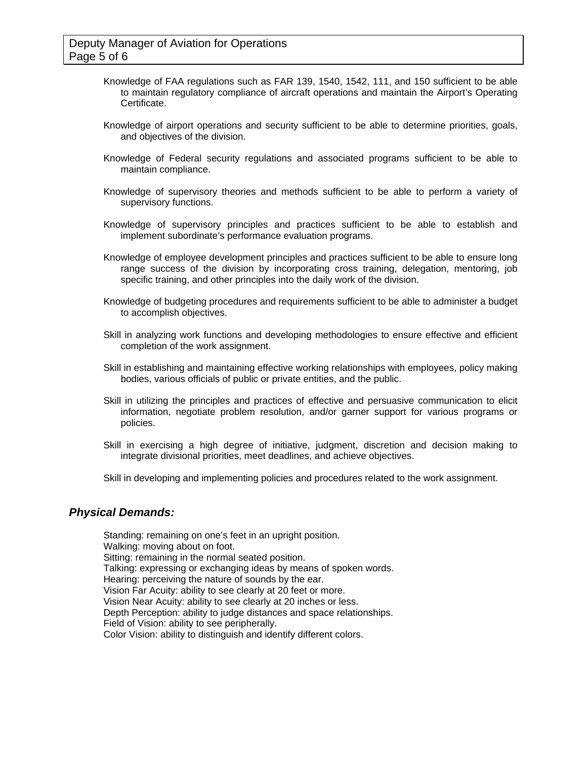Knowledge of FAA regulations such as FAR 139, 1540, 1542, 111, and 150 sufficient to be able to maintain regulatory compliance of aircraft operations and maintain the Airport's Operating Certificate.

Knowledge of airport operations and security sufficient to be able to determine priorities, goals, and objectives of the division.

Knowledge of Federal security regulations and associated programs sufficient to be able to maintain compliance.

Knowledge of supervisory theories and methods sufficient to be able to perform a variety of supervisory functions.

Knowledge of supervisory principles and practices sufficient to be able to establish and implement subordinate's performance evaluation programs.

Knowledge of employee development principles and practices sufficient to be able to ensure long range success of the division by incorporating cross training, delegation, mentoring, job specific training, and other principles into the daily work of the division.

Knowledge of budgeting procedures and requirements sufficient to be able to administer a budget to accomplish objectives.

Skill in analyzing work functions and developing methodologies to ensure effective and efficient completion of the work assignment.

Skill in establishing and maintaining effective working relationships with employees, policy making bodies, various officials of public or private entities, and the public.

Skill in utilizing the principles and practices of effective and persuasive communication to elicit information, negotiate problem resolution, and/or garner support for various programs or policies.

Skill in exercising a high degree of initiative, judgment, discretion and decision making to integrate divisional priorities, meet deadlines, and achieve objectives.

Skill in developing and implementing policies and procedures related to the work assignment.

## *Physical Demands:*

Standing: remaining on one's feet in an upright position.
Walking: moving about on foot.
Sitting: remaining in the normal seated position.
Talking: expressing or exchanging ideas by means of spoken words.
Hearing: perceiving the nature of sounds by the ear.
Vision Far Acuity: ability to see clearly at 20 feet or more.
Vision Near Acuity: ability to see clearly at 20 inches or less.
Depth Perception: ability to judge distances and space relationships.
Field of Vision: ability to see peripherally.
Color Vision: ability to distinguish and identify different colors.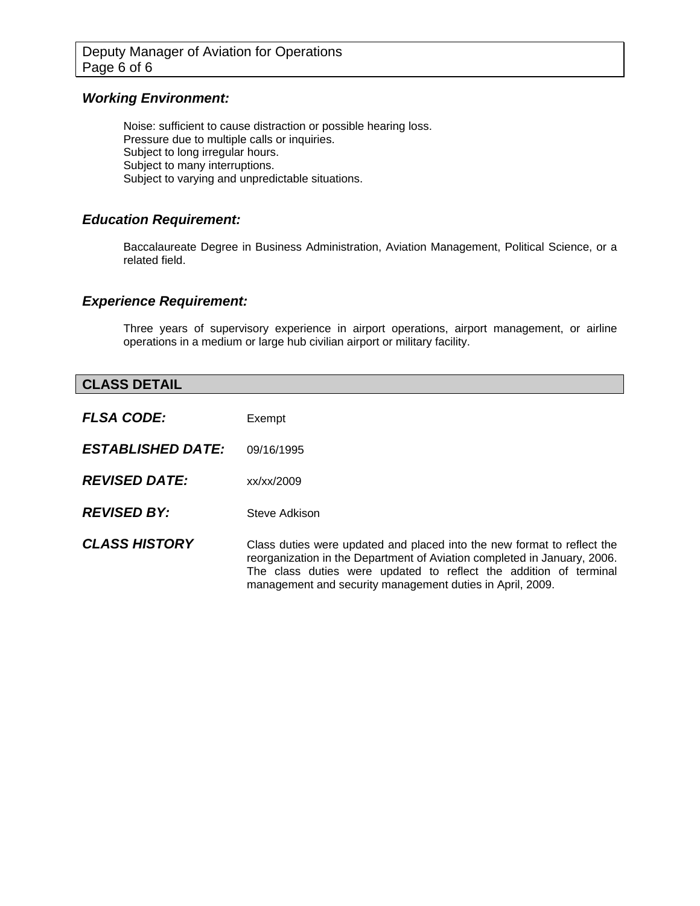### *Working Environment:*

Noise: sufficient to cause distraction or possible hearing loss.
Pressure due to multiple calls or inquiries.
Subject to long irregular hours.
Subject to many interruptions.
Subject to varying and unpredictable situations.

### *Education Requirement:*

Baccalaureate Degree in Business Administration, Aviation Management, Political Science, or a related field.

### *Experience Requirement:*

Three years of supervisory experience in airport operations, airport management, or airline operations in a medium or large hub civilian airport or military facility.

## CLASS DETAIL

***FLSA CODE:*** Exempt

***ESTABLISHED DATE:*** 09/16/1995

***REVISED DATE:*** xx/xx/2009

***REVISED BY:*** Steve Adkison

***CLASS HISTORY*** Class duties were updated and placed into the new format to reflect the reorganization in the Department of Aviation completed in January, 2006. The class duties were updated to reflect the addition of terminal management and security management duties in April, 2009.